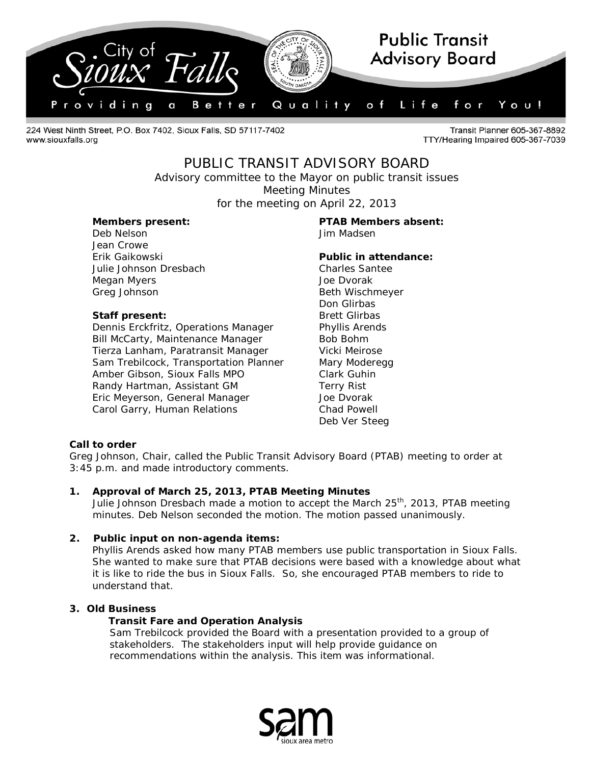# Public Transit Advisory Board

224 West Ninth Street, P.O. Box 7402, Sioux Falls, SD 57117-7402
www.siouxfalls.org

Transit Planner 605-367-8892
TTY/Hearing Impaired 605-367-7039

## PUBLIC TRANSIT ADVISORY BOARD

Advisory committee to the Mayor on public transit issues
Meeting Minutes
for the meeting on April 22, 2013

**Members present:**
Deb Nelson
Jean Crowe
Erik Gaikowski
Julie Johnson Dresbach
Megan Myers
Greg Johnson

**Staff present:**
Dennis Erckfritz, Operations Manager
Bill McCarty, Maintenance Manager
Tierza Lanham, Paratransit Manager
Sam Trebilcock, Transportation Planner
Amber Gibson, Sioux Falls MPO
Randy Hartman, Assistant GM
Eric Meyerson, General Manager
Carol Garry, Human Relations

**PTAB Members absent:**
Jim Madsen

**Public in attendance:**
Charles Santee
Joe Dvorak
Beth Wischmeyer
Don Glirbas
Brett Glirbas
Phyllis Arends
Bob Bohm
Vicki Meirose
Mary Moderegg
Clark Guhin
Terry Rist
Joe Dvorak
Chad Powell
Deb Ver Steeg

**Call to order**

Greg Johnson, Chair, called the Public Transit Advisory Board (PTAB) meeting to order at 3:45 p.m. and made introductory comments.

1. **Approval of March 25, 2013, PTAB Meeting Minutes**

   Julie Johnson Dresbach made a motion to accept the March 25th, 2013, PTAB meeting minutes. Deb Nelson seconded the motion. The motion passed unanimously.

2. **Public input on non-agenda items:**

   Phyllis Arends asked how many PTAB members use public transportation in Sioux Falls. She wanted to make sure that PTAB decisions were based with a knowledge about what it is like to ride the bus in Sioux Falls. So, she encouraged PTAB members to ride to understand that.

3. **Old Business**

   **Transit Fare and Operation Analysis**

   Sam Trebilcock provided the Board with a presentation provided to a group of stakeholders. The stakeholders input will help provide guidance on recommendations within the analysis. This item was informational.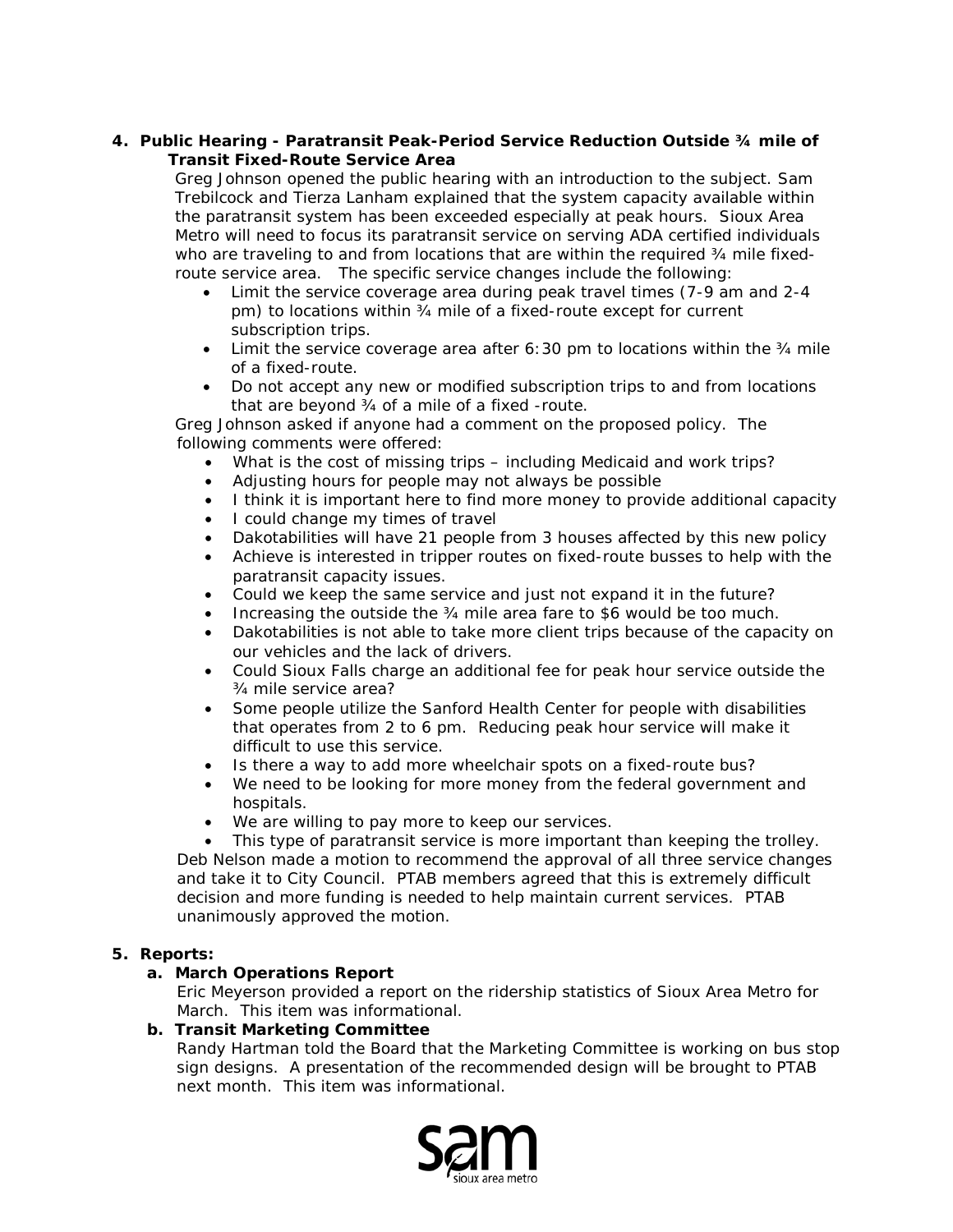**4. Public Hearing - Paratransit Peak-Period Service Reduction Outside ¾ mile of Transit Fixed-Route Service Area**

Greg Johnson opened the public hearing with an introduction to the subject. Sam Trebilcock and Tierza Lanham explained that the system capacity available within the paratransit system has been exceeded especially at peak hours. Sioux Area Metro will need to focus its paratransit service on serving ADA certified individuals who are traveling to and from locations that are within the required ¾ mile fixed-route service area. The specific service changes include the following:

- Limit the service coverage area during peak travel times (7-9 am and 2-4 pm) to locations within ¾ mile of a fixed-route except for current subscription trips.
- Limit the service coverage area after 6:30 pm to locations within the ¾ mile of a fixed-route.
- Do not accept any new or modified subscription trips to and from locations that are beyond ¾ of a mile of a fixed -route.

Greg Johnson asked if anyone had a comment on the proposed policy. The following comments were offered:

- What is the cost of missing trips – including Medicaid and work trips?
- Adjusting hours for people may not always be possible
- I think it is important here to find more money to provide additional capacity
- I could change my times of travel
- Dakotabilities will have 21 people from 3 houses affected by this new policy
- Achieve is interested in tripper routes on fixed-route busses to help with the paratransit capacity issues.
- Could we keep the same service and just not expand it in the future?
- Increasing the outside the ¾ mile area fare to $6 would be too much.
- Dakotabilities is not able to take more client trips because of the capacity on our vehicles and the lack of drivers.
- Could Sioux Falls charge an additional fee for peak hour service outside the ¾ mile service area?
- Some people utilize the Sanford Health Center for people with disabilities that operates from 2 to 6 pm. Reducing peak hour service will make it difficult to use this service.
- Is there a way to add more wheelchair spots on a fixed-route bus?
- We need to be looking for more money from the federal government and hospitals.
- We are willing to pay more to keep our services.
- This type of paratransit service is more important than keeping the trolley.

Deb Nelson made a motion to recommend the approval of all three service changes and take it to City Council. PTAB members agreed that this is extremely difficult decision and more funding is needed to help maintain current services. PTAB unanimously approved the motion.

**5. Reports:**

**a. March Operations Report**

Eric Meyerson provided a report on the ridership statistics of Sioux Area Metro for March. This item was informational.

**b. Transit Marketing Committee**

Randy Hartman told the Board that the Marketing Committee is working on bus stop sign designs. A presentation of the recommended design will be brought to PTAB next month. This item was informational.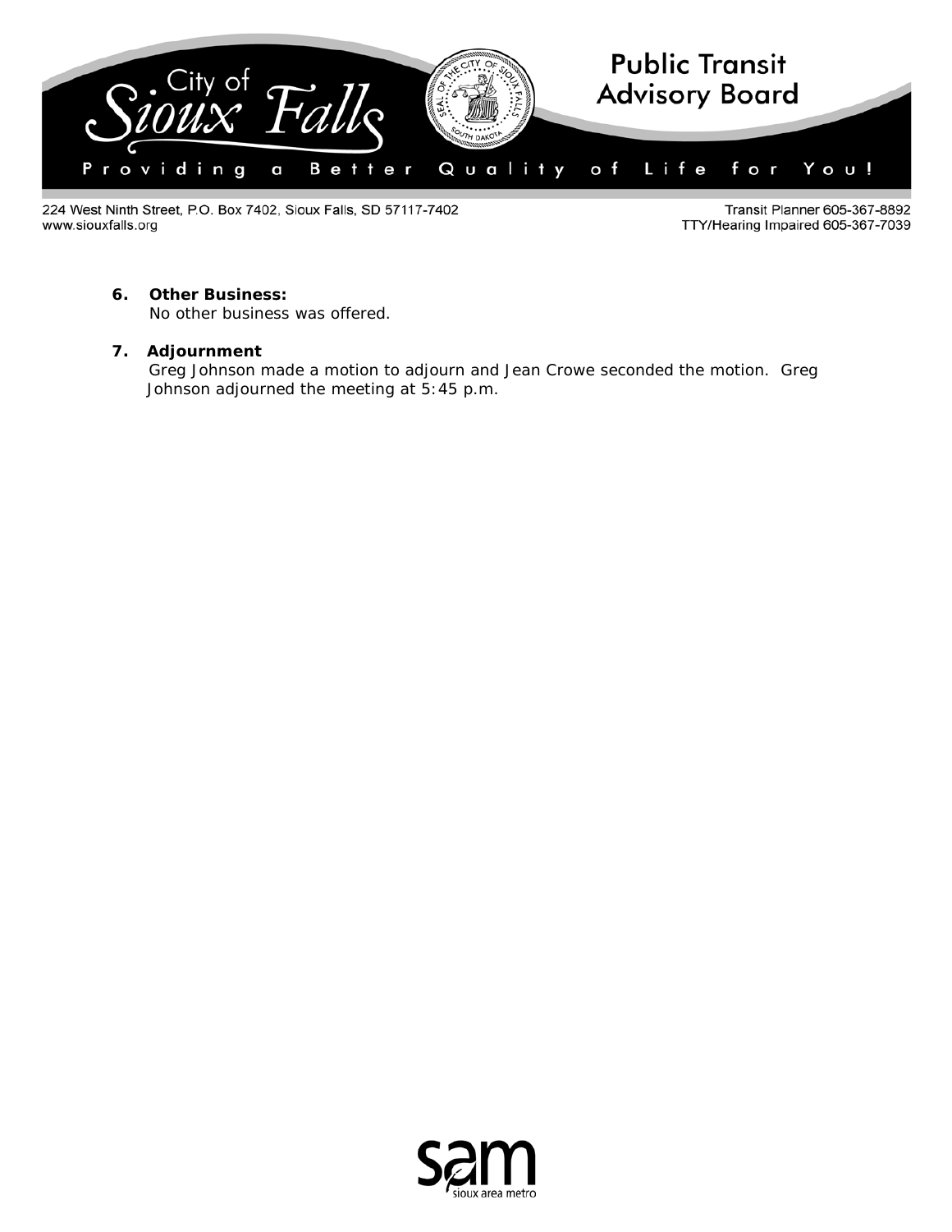6. **Other Business:**
   No other business was offered.

7. **Adjournment**
   Greg Johnson made a motion to adjourn and Jean Crowe seconded the motion. Greg Johnson adjourned the meeting at 5:45 p.m.